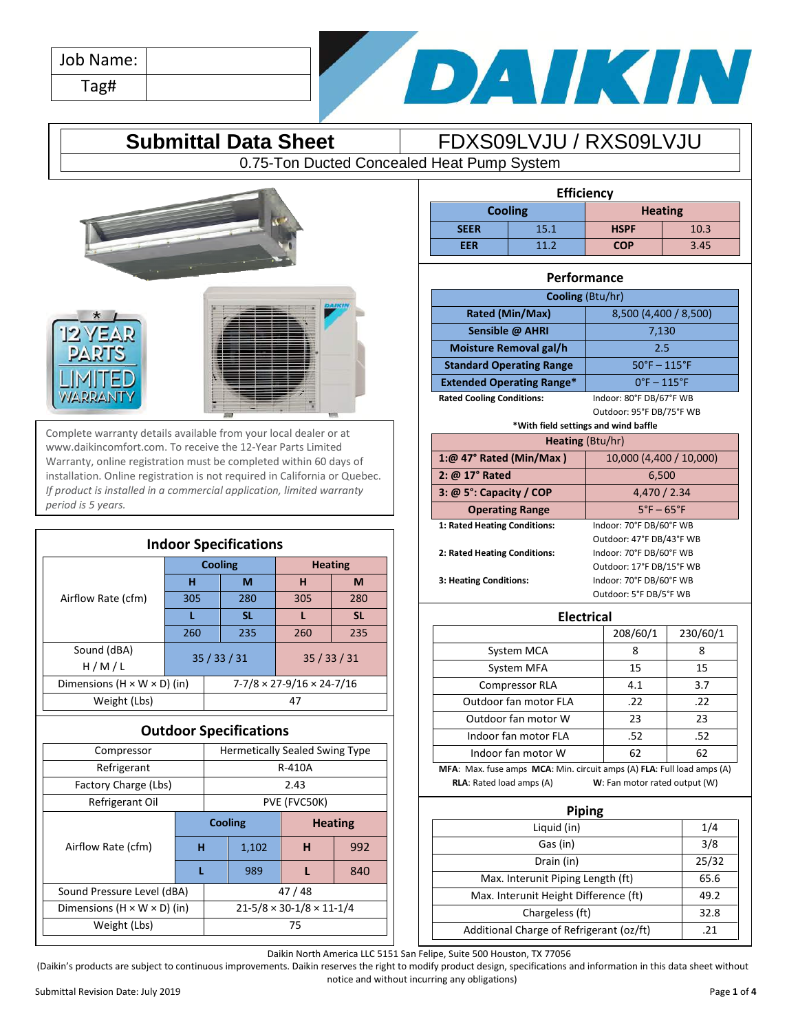| Job Name: | |
|---|---|
| Tag# | |

# Submittal Data Sheet

## FDXS09LVJU / RXS09LVJU

0.75-Ton Ducted Concealed Heat Pump System

Complete warranty details available from your local dealer or at www.daikincomfort.com. To receive the 12-Year Parts Limited Warranty, online registration must be completed within 60 days of installation. Online registration is not required in California or Quebec. *If product is installed in a commercial application, limited warranty period is 5 years.*

### Indoor Specifications

| | Cooling | | Heating | |
|---|---|---|---|---|
| Airflow Rate (cfm) | H | M | H | M |
| | 305 | 280 | 305 | 280 |
| | L | SL | L | SL |
| | 260 | 235 | 260 | 235 |
| Sound (dBA) H / M / L | 35 / 33 / 31 | | 35 / 33 / 31 | |
| Dimensions (H × W × D) (in) | 7-7/8 × 27-9/16 × 24-7/16 | | | |
| Weight (Lbs) | 47 | | | |

### Outdoor Specifications

| | | | | |
|---|---|---|---|---|
| Compressor | Hermetically Sealed Swing Type | | | |
| Refrigerant | R-410A | | | |
| Factory Charge (Lbs) | 2.43 | | | |
| Refrigerant Oil | PVE (FVC50K) | | | |
| | Cooling | | Heating | |
| Airflow Rate (cfm) | H | 1,102 | H | 992 |
| | L | 989 | L | 840 |
| Sound Pressure Level (dBA) | 47 / 48 | | | |
| Dimensions (H × W × D) (in) | 21-5/8 × 30-1/8 × 11-1/4 | | | |
| Weight (Lbs) | 75 | | | |

### Efficiency

| Cooling | | Heating | |
|---|---|---|---|
| SEER | 15.1 | HSPF | 10.3 |
| EER | 11.2 | COP | 3.45 |

### Performance

| Cooling (Btu/hr) | |
|---|---|
| Rated (Min/Max) | 8,500 (4,400 / 8,500) |
| Sensible @ AHRI | 7,130 |
| Moisture Removal gal/h | 2.5 |
| Standard Operating Range | 50°F – 115°F |
| Extended Operating Range* | 0°F – 115°F |

**Rated Cooling Conditions:** Indoor: 80°F DB/67°F WB; Outdoor: 95°F DB/75°F WB

***With field settings and wind baffle**

| Heating (Btu/hr) | |
|---|---|
| 1:@ 47° Rated (Min/Max ) | 10,000 (4,400 / 10,000) |
| 2: @ 17° Rated | 6,500 |
| 3: @ 5°: Capacity / COP | 4,470 / 2.34 |
| Operating Range | 5°F – 65°F |

**1: Rated Heating Conditions:** Indoor: 70°F DB/60°F WB; Outdoor: 47°F DB/43°F WB

**2: Rated Heating Conditions:** Indoor: 70°F DB/60°F WB; Outdoor: 17°F DB/15°F WB

**3: Heating Conditions:** Indoor: 70°F DB/60°F WB; Outdoor: 5°F DB/5°F WB

### Electrical

| | 208/60/1 | 230/60/1 |
|---|---|---|
| System MCA | 8 | 8 |
| System MFA | 15 | 15 |
| Compressor RLA | 4.1 | 3.7 |
| Outdoor fan motor FLA | .22 | .22 |
| Outdoor fan motor W | 23 | 23 |
| Indoor fan motor FLA | .52 | .52 |
| Indoor fan motor W | 62 | 62 |

**MFA**: Max. fuse amps **MCA**: Min. circuit amps (A) **FLA**: Full load amps (A) **RLA**: Rated load amps (A) **W**: Fan motor rated output (W)

### Piping

| | |
|---|---|
| Liquid (in) | 1/4 |
| Gas (in) | 3/8 |
| Drain (in) | 25/32 |
| Max. Interunit Piping Length (ft) | 65.6 |
| Max. Interunit Height Difference (ft) | 49.2 |
| Chargeless (ft) | 32.8 |
| Additional Charge of Refrigerant (oz/ft) | .21 |

Daikin North America LLC 5151 San Felipe, Suite 500 Houston, TX 77056

(Daikin's products are subject to continuous improvements. Daikin reserves the right to modify product design, specifications and information in this data sheet without notice and without incurring any obligations)

Submittal Revision Date: July 2019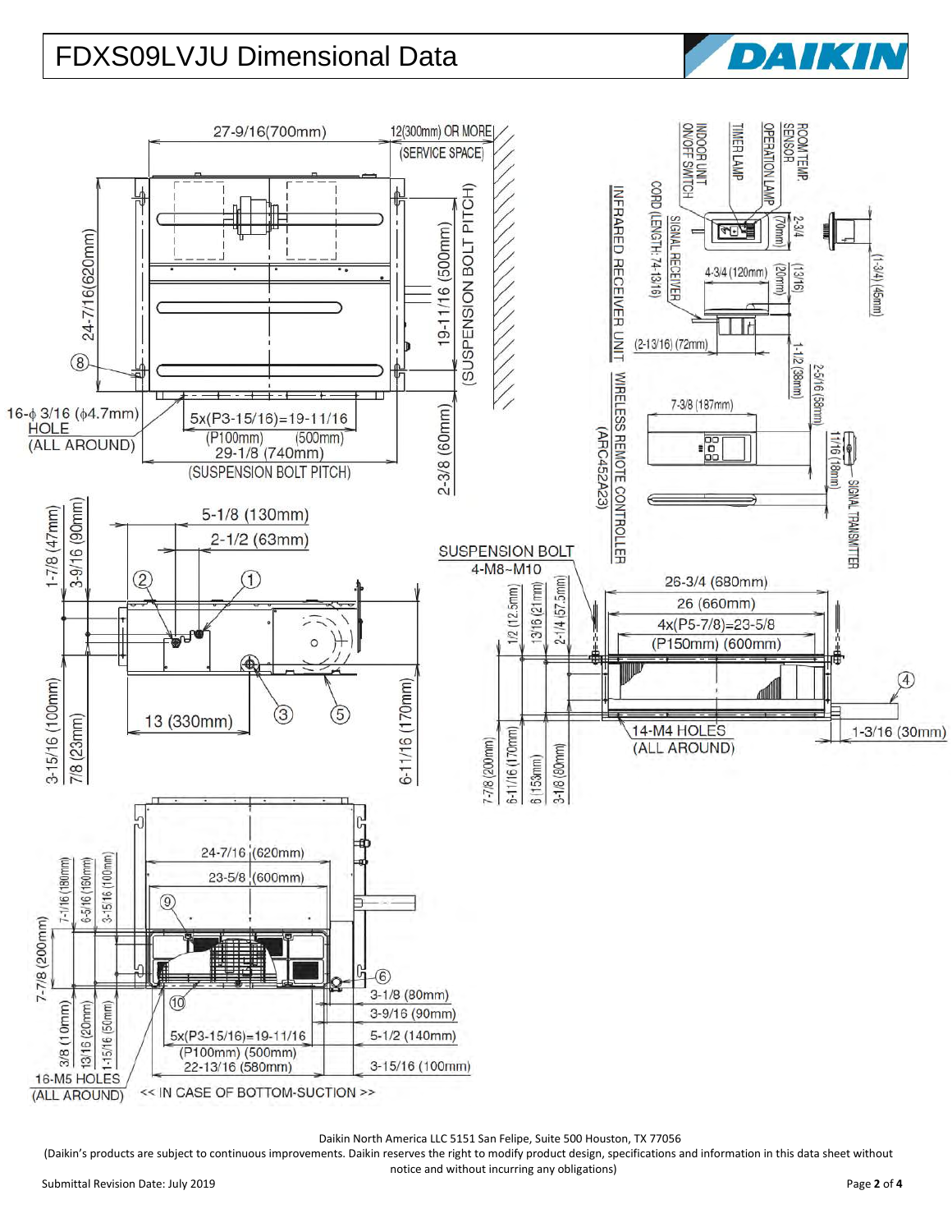# FDXS09LVJU Dimensional Data

27-9/16(700mm)

12(300mm) OR MORE (SERVICE SPACE)

24-7/16(620mm)

19-11/16 (500mm) (SUSPENSION BOLT PITCH)

16-φ 3/16 (φ4.7mm) HOLE (ALL AROUND)

5x(P3-15/16)=19-11/16 (P100mm) (500mm)

29-1/8 (740mm) (SUSPENSION BOLT PITCH)

2-3/8 (60mm)

ROOM TEMP. SENSOR

OPERATION LAMP

TIMER LAMP

INDOOR UNIT ON/OFF SWITCH

CORD (LENGTH: 74-13/16)

SIGNAL RECEIVER

INFRARED RECEIVER UNIT

2-3/4 (70mm)

4-3/4 (120mm)

(13/16) (20mm)

(1-3/4) (45mm)

(2-13/16) (72mm)

1-1/2 (38mm)

2-5/16 (58mm)

7-3/8 (187mm)

11/16 (18mm)

SIGNAL TRANSMITTER

WIRELESS REMOTE CONTROLLER (ARC452A23)

5-1/8 (130mm)

2-1/2 (63mm)

1-7/8 (47mm)

3-9/16 (90mm)

13 (330mm)

3-15/16 (100mm)

7/8 (23mm)

6-11/16 (170mm)

SUSPENSION BOLT 4-M8~M10

1/2 (12.5mm)

13/16 (21mm)

2-1/4 (57.5mm)

26-3/4 (680mm)

26 (660mm)

4x(P5-7/8)=23-5/8 (P150mm) (600mm)

14-M4 HOLES (ALL AROUND)

1-3/16 (30mm)

7-7/8 (200mm)

6-11/16 (170mm)

6 (153mm)

3-1/8 (80mm)

24-7/16 (620mm)

23-5/8 (600mm)

7-1/16 (180mm)

6-5/16 (160mm)

3-15/16 (100mm)

7-7/8 (200mm)

3/8 (10mm)

13/16 (20mm)

1-15/16 (50mm)

3-1/8 (80mm)

3-9/16 (90mm)

5-1/2 (140mm)

3-15/16 (100mm)

5x(P3-15/16)=19-11/16 (P100mm) (500mm)

22-13/16 (580mm)

16-M5 HOLES (ALL AROUND)

<< IN CASE OF BOTTOM-SUCTION >>

Daikin North America LLC 5151 San Felipe, Suite 500 Houston, TX 77056

(Daikin's products are subject to continuous improvements. Daikin reserves the right to modify product design, specifications and information in this data sheet without notice and without incurring any obligations)

Submittal Revision Date: July 2019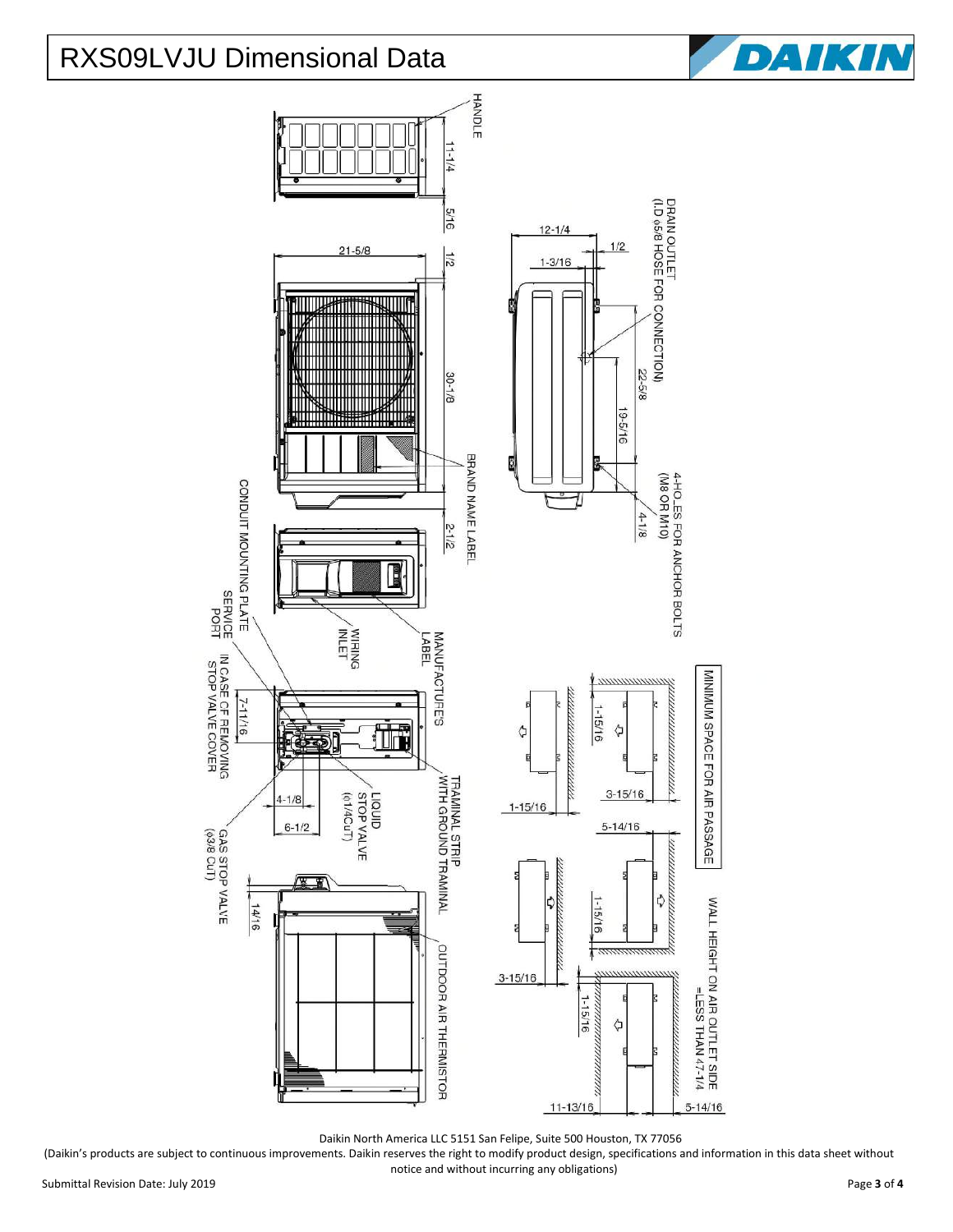# RXS09LVJU Dimensional Data

DAIKIN

HANDLE

11-1/4

5/16

1/2

21-5/8

30-1/8

BRAND NAME LABEL

2-1/2

CONDUIT MOUNTING PLATE

SERVICE PORT

WIRING INLET

MANUFACTURE'S LABEL

7-11/16

IN CASE OF REMOVING STOP VALVE COVER

4-1/8

6-1/2

LIQUID STOP VALVE (ϕ1/4CuT)

TRAMINAL STRIP WITH GROUND TRAMINAL

GAS STOP VALVE (ϕ3/8 CuT)

14/16

OUTDOOR AIR THERMISTOR

DRAIN OUTLET (I.D ϕ5/8 HOSE FOR CONNECTION)

12-1/4

1/2

1-3/16

22-5/8

19-5/16

4-HOLES FOR ANCHOR BOLTS (M8 OR M10)

4-1/8

MINIMUM SPACE FOR AIR PASSAGE

1-15/16

3-15/16

1-15/16

5-14/16

1-15/16

3-15/16

1-15/16

11-13/16

5-14/16

WALL HEIGHT ON AIR OUTLET SIDE =LESS THAN 47-1/4

Daikin North America LLC 5151 San Felipe, Suite 500 Houston, TX 77056

(Daikin's products are subject to continuous improvements. Daikin reserves the right to modify product design, specifications and information in this data sheet without notice and without incurring any obligations)

Submittal Revision Date: July 2019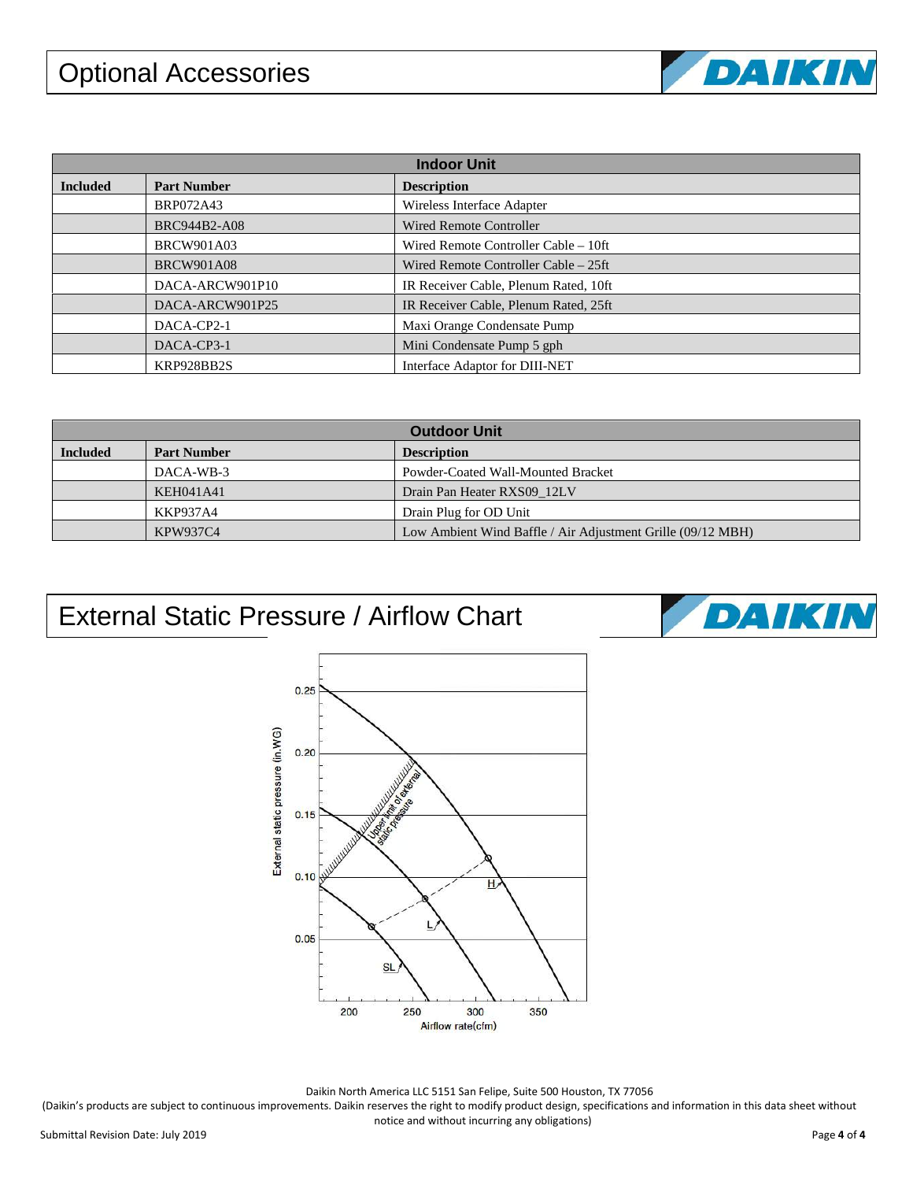# Optional Accessories

| Indoor Unit | | |
|---|---|---|
| **Included** | **Part Number** | **Description** |
| | BRP072A43 | Wireless Interface Adapter |
| | BRC944B2-A08 | Wired Remote Controller |
| | BRCW901A03 | Wired Remote Controller Cable – 10ft |
| | BRCW901A08 | Wired Remote Controller Cable – 25ft |
| | DACA-ARCW901P10 | IR Receiver Cable, Plenum Rated, 10ft |
| | DACA-ARCW901P25 | IR Receiver Cable, Plenum Rated, 25ft |
| | DACA-CP2-1 | Maxi Orange Condensate Pump |
| | DACA-CP3-1 | Mini Condensate Pump 5 gph |
| | KRP928BB2S | Interface Adaptor for DIII-NET |

| Outdoor Unit | | |
|---|---|---|
| **Included** | **Part Number** | **Description** |
| | DACA-WB-3 | Powder-Coated Wall-Mounted Bracket |
| | KEH041A41 | Drain Pan Heater RXS09_12LV |
| | KKP937A4 | Drain Plug for OD Unit |
| | KPW937C4 | Low Ambient Wind Baffle / Air Adjustment Grille (09/12 MBH) |

# External Static Pressure / Airflow Chart

Daikin North America LLC 5151 San Felipe, Suite 500 Houston, TX 77056

(Daikin's products are subject to continuous improvements. Daikin reserves the right to modify product design, specifications and information in this data sheet without notice and without incurring any obligations)

Submittal Revision Date: July 2019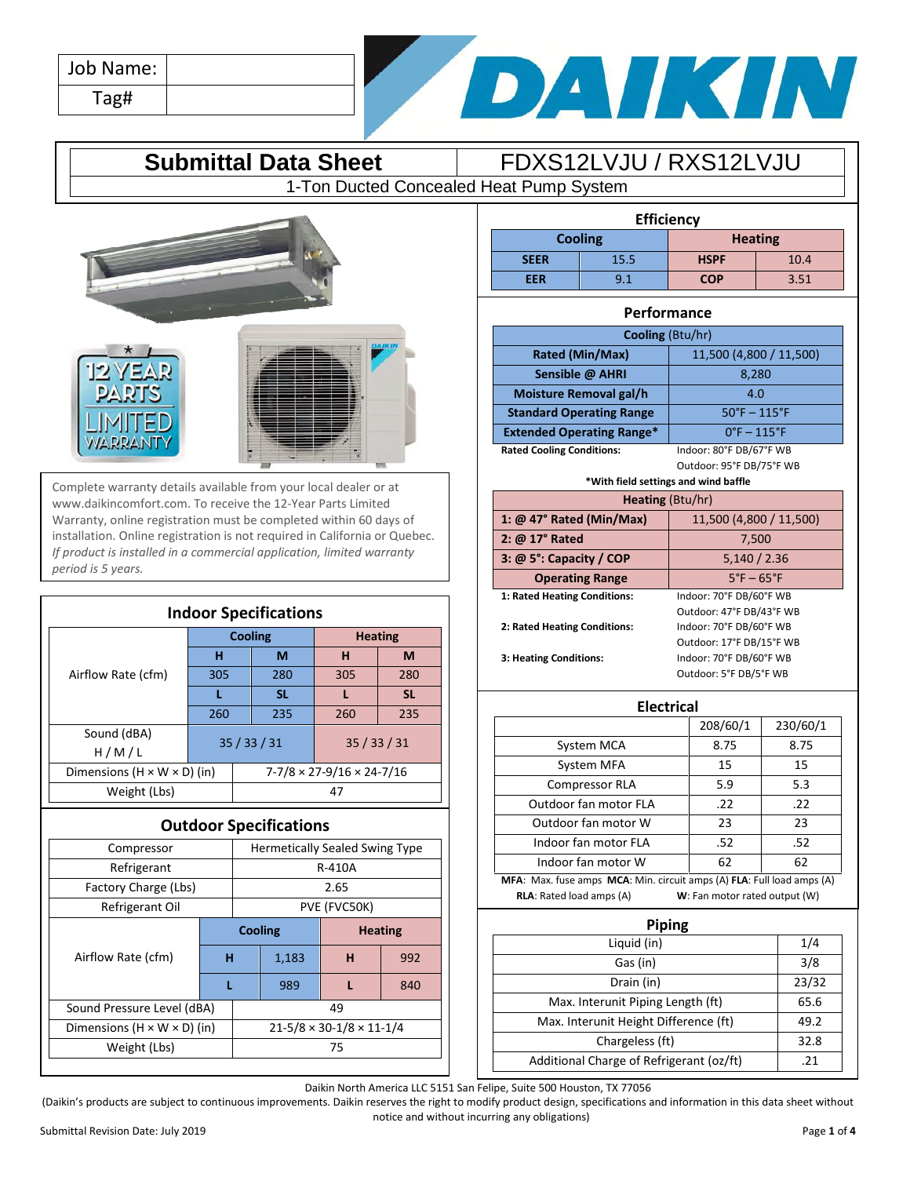| Job Name: | |
|---|---|
| Tag# | |

# Submittal Data Sheet — FDXS12LVJU / RXS12LVJU

1-Ton Ducted Concealed Heat Pump System

Complete warranty details available from your local dealer or at www.daikincomfort.com. To receive the 12-Year Parts Limited Warranty, online registration must be completed within 60 days of installation. Online registration is not required in California or Quebec. *If product is installed in a commercial application, limited warranty period is 5 years.*

## Indoor Specifications

| | Cooling | | Heating | |
|---|---|---|---|---|
| Airflow Rate (cfm) | **H** | **M** | **H** | **M** |
| | 305 | 280 | 305 | 280 |
| | **L** | **SL** | **L** | **SL** |
| | 260 | 235 | 260 | 235 |
| Sound (dBA) H / M / L | 35 / 33 / 31 | | 35 / 33 / 31 | |
| Dimensions (H × W × D) (in) | 7-7/8 × 27-9/16 × 24-7/16 | | | |
| Weight (Lbs) | 47 | | | |

## Outdoor Specifications

| | | | | |
|---|---|---|---|---|
| Compressor | Hermetically Sealed Swing Type | | | |
| Refrigerant | R-410A | | | |
| Factory Charge (Lbs) | 2.65 | | | |
| Refrigerant Oil | PVE (FVC50K) | | | |
| Airflow Rate (cfm) | **Cooling** | | **Heating** | |
| | **H** | 1,183 | **H** | 992 |
| | **L** | 989 | **L** | 840 |
| Sound Pressure Level (dBA) | 49 | | | |
| Dimensions (H × W × D) (in) | 21-5/8 × 30-1/8 × 11-1/4 | | | |
| Weight (Lbs) | 75 | | | |

## Efficiency

| Cooling | | Heating | |
|---|---|---|---|
| **SEER** | 15.5 | **HSPF** | 10.4 |
| **EER** | 9.1 | **COP** | 3.51 |

## Performance

| **Cooling** (Btu/hr) | |
|---|---|
| **Rated (Min/Max)** | 11,500 (4,800 / 11,500) |
| **Sensible @ AHRI** | 8,280 |
| **Moisture Removal gal/h** | 4.0 |
| **Standard Operating Range** | 50°F – 115°F |
| **Extended Operating Range*** | 0°F – 115°F |

**Rated Cooling Conditions:** Indoor: 80°F DB/67°F WB; Outdoor: 95°F DB/75°F WB

**\*With field settings and wind baffle**

| **Heating** (Btu/hr) | |
|---|---|
| **1: @ 47° Rated (Min/Max)** | 11,500 (4,800 / 11,500) |
| **2: @ 17° Rated** | 7,500 |
| **3: @ 5°: Capacity / COP** | 5,140 / 2.36 |
| **Operating Range** | 5°F – 65°F |

**1: Rated Heating Conditions:** Indoor: 70°F DB/60°F WB; Outdoor: 47°F DB/43°F WB

**2: Rated Heating Conditions:** Indoor: 70°F DB/60°F WB; Outdoor: 17°F DB/15°F WB

**3: Heating Conditions:** Indoor: 70°F DB/60°F WB; Outdoor: 5°F DB/5°F WB

## Electrical

| | 208/60/1 | 230/60/1 |
|---|---|---|
| System MCA | 8.75 | 8.75 |
| System MFA | 15 | 15 |
| Compressor RLA | 5.9 | 5.3 |
| Outdoor fan motor FLA | .22 | .22 |
| Outdoor fan motor W | 23 | 23 |
| Indoor fan motor FLA | .52 | .52 |
| Indoor fan motor W | 62 | 62 |

**MFA**: Max. fuse amps **MCA**: Min. circuit amps (A) **FLA**: Full load amps (A) **RLA**: Rated load amps (A) **W**: Fan motor rated output (W)

## Piping

| | |
|---|---|
| Liquid (in) | 1/4 |
| Gas (in) | 3/8 |
| Drain (in) | 23/32 |
| Max. Interunit Piping Length (ft) | 65.6 |
| Max. Interunit Height Difference (ft) | 49.2 |
| Chargeless (ft) | 32.8 |
| Additional Charge of Refrigerant (oz/ft) | .21 |

Daikin North America LLC 5151 San Felipe, Suite 500 Houston, TX 77056

(Daikin's products are subject to continuous improvements. Daikin reserves the right to modify product design, specifications and information in this data sheet without notice and without incurring any obligations)

Submittal Revision Date: July 2019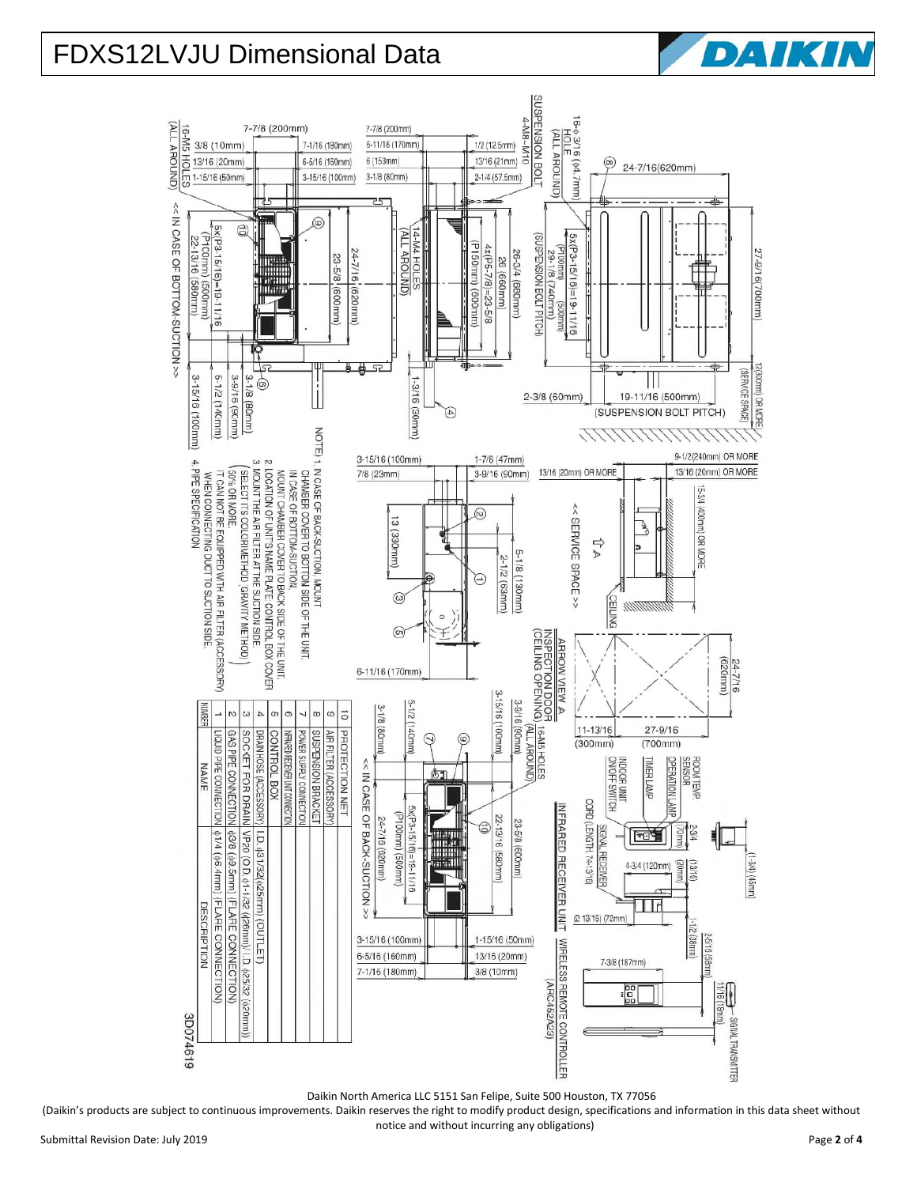# FDXS12LVJU Dimensional Data

NOTE)
1. IN CASE OF BACK-SUCTION, MOUNT CHAMBER COVER TO BOTTOM SIDE OF THE UNIT. IN CASE OF BOTTOM-SUCTION, MOUNT CHAMBER COVER TO BACK SIDE OF THE UNIT.
2. LOCATION OF UNIT'S NAME PLATE: CONTROL BOX COVER
3. MOUNT THE AIR FILTER AT THE SUCTION SIDE. (SELECT ITS COLORIMETHOD (GRAVITY METHOD) 50% OR MORE.) IT CAN NOT BE EQUIPPED WITH AIR FILTER (ACCESSORY) WHEN CONNECTING DUCT TO SUCTION SIDE.
4. PIPE SPECIFICATION

| NUMBER | NAME | DESCRIPTION |
|---|---|---|
| 10 | PROTECTION NET | |
| 9 | AIR FILTER (ACCESSORY) | |
| 8 | SUSPENSION BRACKET | |
| 7 | POWER SUPPLY CONNECTION | |
| 6 | INFRARED RECEIVER UNIT CONNECTION | |
| 5 | CONTROL BOX | |
| 4 | DRAIN HOSE (ACCESSORY) | I.D. φ31/32(φ25mm) (OUTLET) |
| 3 | SOCKET FOR DRAIN | VP20 (O.D. φ1-1/32 (φ26mm)/ I.D. φ25/32 (φ20mm)) |
| 2 | GAS PIPE CONNECTION | φ3/8 (φ9.5mm) (FLARE CONNECTION) |
| 1 | LIQUID PIPE CONNECTION | φ1/4 (φ6.4mm) (FLARE CONNECTION) |

3D074619

Daikin North America LLC 5151 San Felipe, Suite 500 Houston, TX 77056

(Daikin's products are subject to continuous improvements. Daikin reserves the right to modify product design, specifications and information in this data sheet without notice and without incurring any obligations)

Submittal Revision Date: July 2019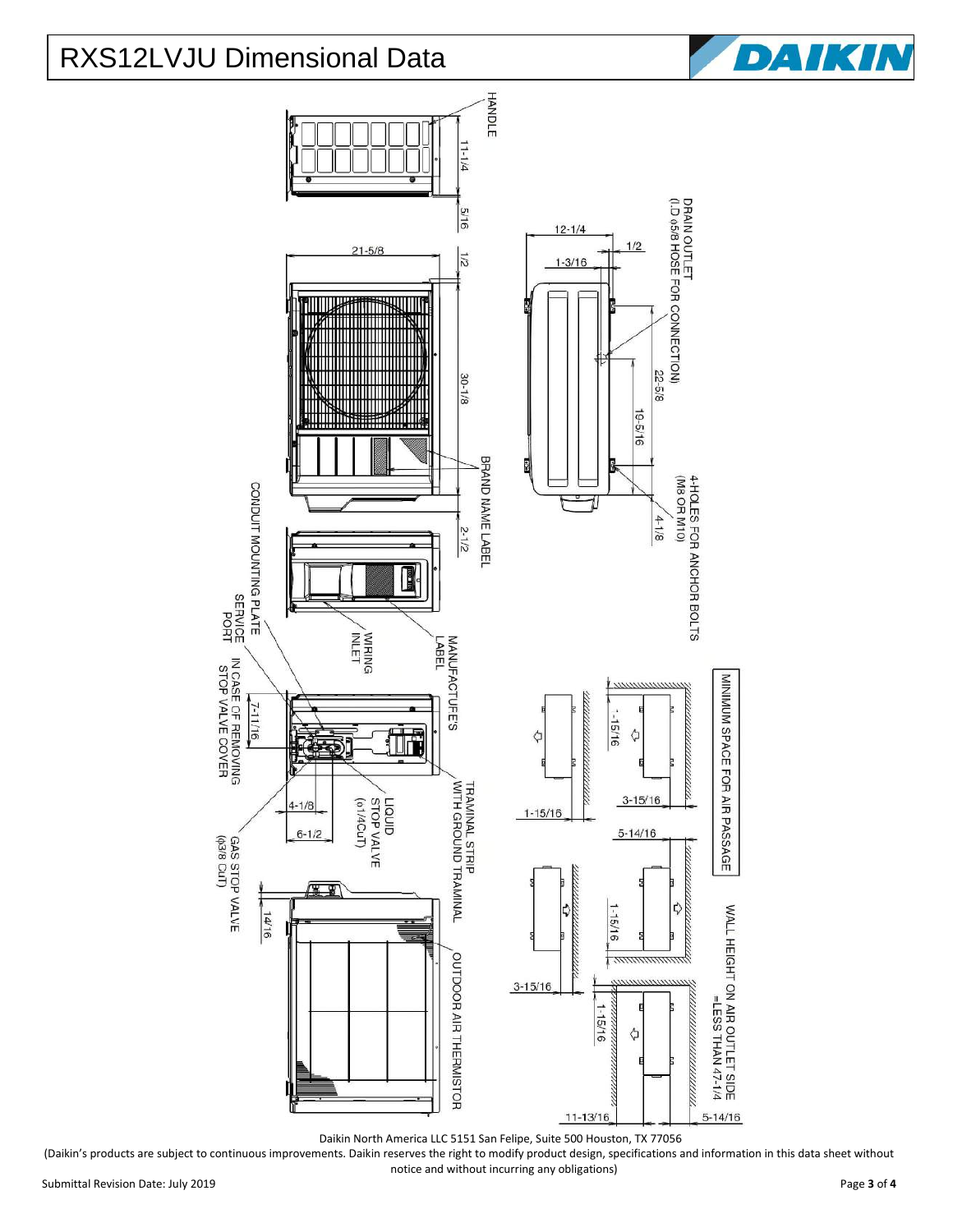# RXS12LVJU Dimensional Data

HANDLE

11-1/4

5/16

1/2

21-5/8

30-1/8

2-1/2

BRAND NAME LABEL

DRAIN OUTLET
(I.D ϕ5/8 HOSE FOR CONNECTION)

12-1/4

1/2

1-3/16

22-5/8

10-5/16

4-1/8

4-HOLES FOR ANCHOR BOLTS
(M8 OR M10)

CONDUIT MOUNTING PLATE

SERVICE PORT

WIRING INLET

MANUFACTURES LABEL

IN CASE OF REMOVING STOP VALVE COVER

7-11/16

4-1/8

6-1/2

LIQUID STOP VALVE
(ϕ1/4CuT)

GAS STOP VALVE
(ϕ3/8 CuT)

TRAMINAL STRIP WITH GROUND TRAMINAL

14/16

OUTDOOR AIR THERMISTOR

MINIMUM SPACE FOR AIR PASSAGE

1-15/16

3-15/16

1-15/16

5-14/16

1-15/16

3-15/16

1-15/16

WALL HEIGHT ON AIR OUTLET SIDE
=LESS THAN 47-1/4

11-13/16

5-14/16

Daikin North America LLC 5151 San Felipe, Suite 500 Houston, TX 77056

(Daikin's products are subject to continuous improvements. Daikin reserves the right to modify product design, specifications and information in this data sheet without notice and without incurring any obligations)

Submittal Revision Date: July 2019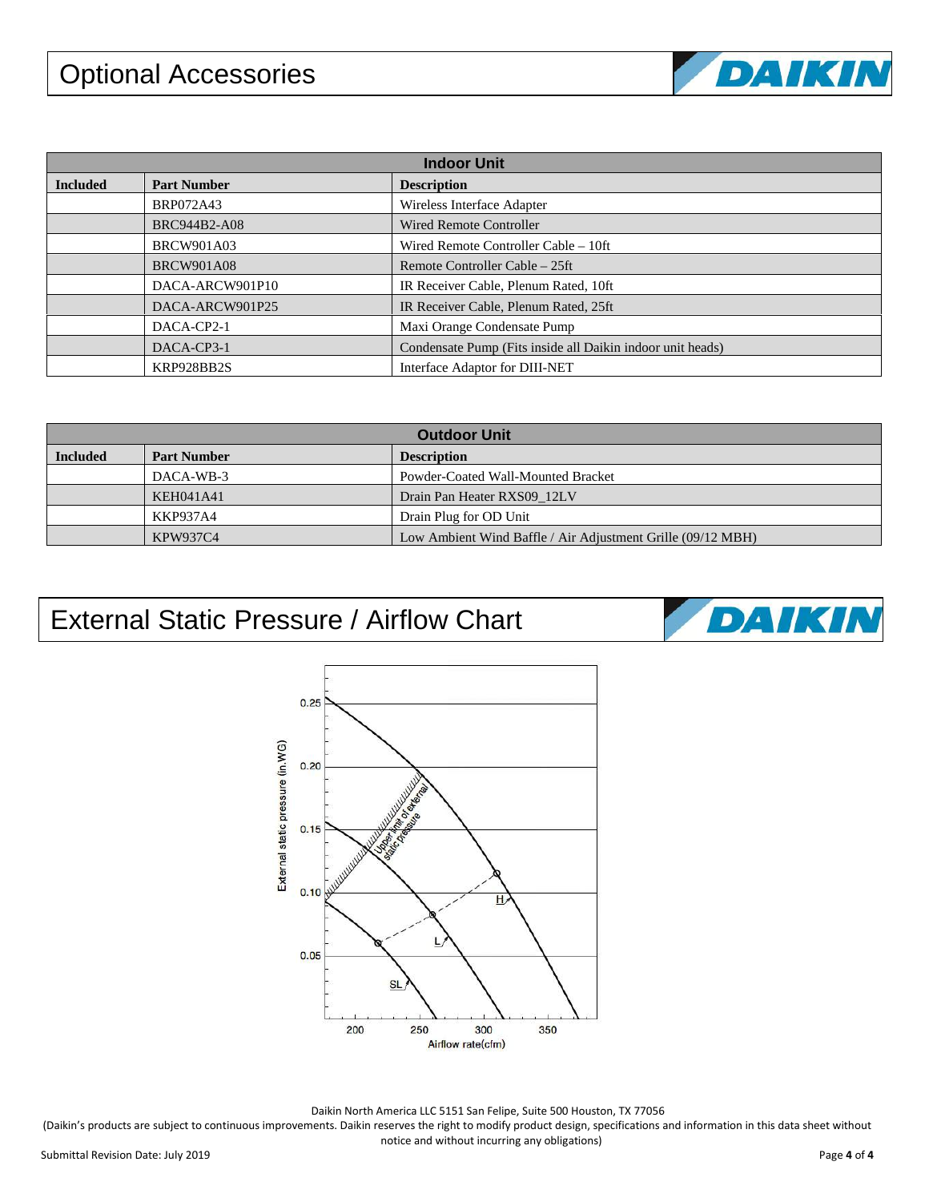# Optional Accessories

| Indoor Unit | | |
|---|---|---|
| **Included** | **Part Number** | **Description** |
| | BRP072A43 | Wireless Interface Adapter |
| | BRC944B2-A08 | Wired Remote Controller |
| | BRCW901A03 | Wired Remote Controller Cable – 10ft |
| | BRCW901A08 | Remote Controller Cable – 25ft |
| | DACA-ARCW901P10 | IR Receiver Cable, Plenum Rated, 10ft |
| | DACA-ARCW901P25 | IR Receiver Cable, Plenum Rated, 25ft |
| | DACA-CP2-1 | Maxi Orange Condensate Pump |
| | DACA-CP3-1 | Condensate Pump (Fits inside all Daikin indoor unit heads) |
| | KRP928BB2S | Interface Adaptor for DIII-NET |

| Outdoor Unit | | |
|---|---|---|
| **Included** | **Part Number** | **Description** |
| | DACA-WB-3 | Powder-Coated Wall-Mounted Bracket |
| | KEH041A41 | Drain Pan Heater RXS09_12LV |
| | KKP937A4 | Drain Plug for OD Unit |
| | KPW937C4 | Low Ambient Wind Baffle / Air Adjustment Grille (09/12 MBH) |

# External Static Pressure / Airflow Chart

External static pressure (in.WG)

0.25
0.20
0.15
0.10
0.05

Upper limit of external static pressure

H
L
SL

200 250 300 350

Airflow rate(cfm)

Daikin North America LLC 5151 San Felipe, Suite 500 Houston, TX 77056

(Daikin's products are subject to continuous improvements. Daikin reserves the right to modify product design, specifications and information in this data sheet without notice and without incurring any obligations)

Submittal Revision Date: July 2019